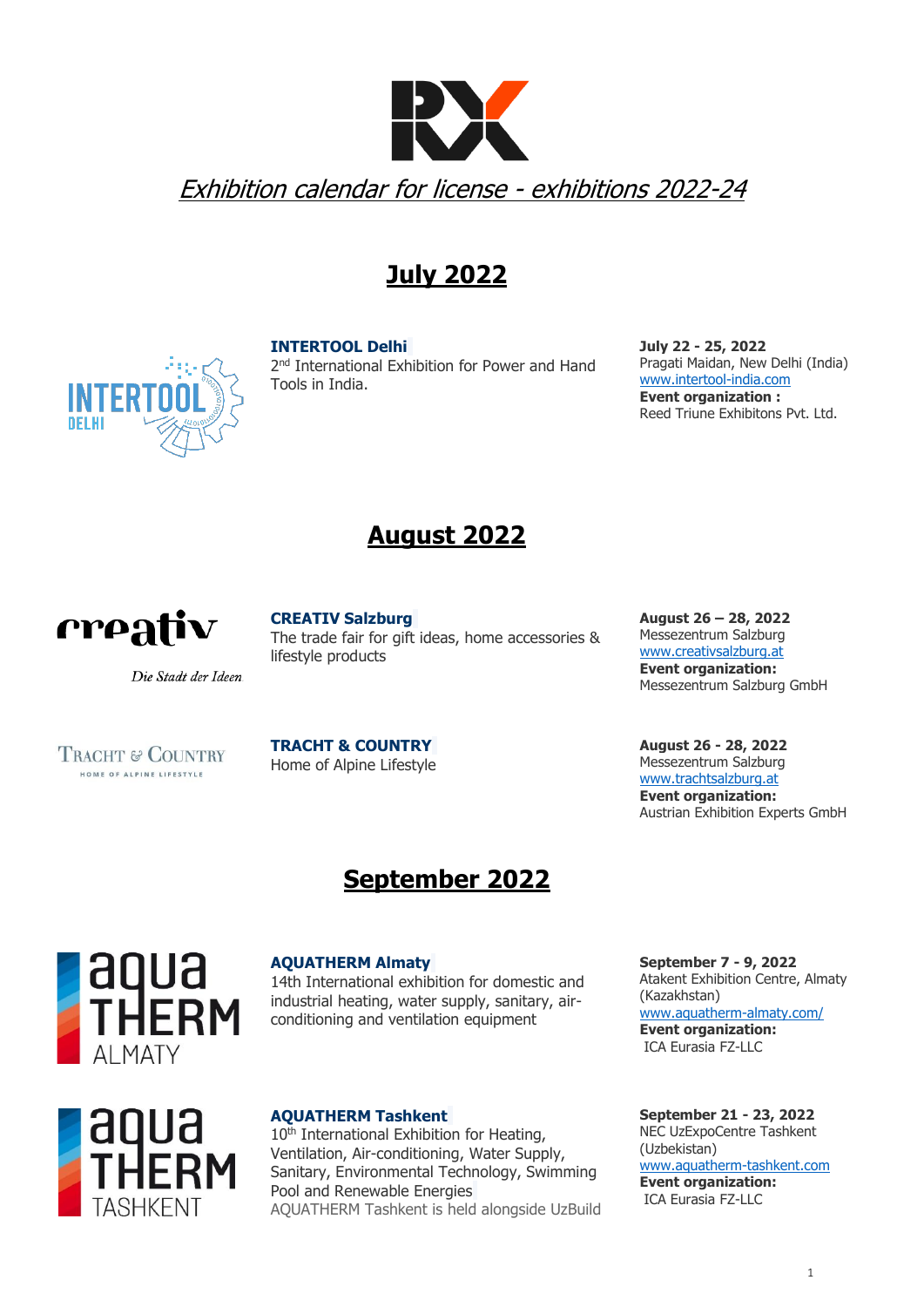# Exhibition calendar for license - exhibitions 2022-24

## July 2022

**INTERTOOL Delhi**
2nd International Exhibition for Power and Hand Tools in India.

**July 22 - 25, 2022**
Pragati Maidan, New Delhi (India)
www.intertool-india.com
**Event organization :**
Reed Triune Exhibitons Pvt. Ltd.

## August 2022

**CREATIV Salzburg**
The trade fair for gift ideas, home accessories & lifestyle products

**August 26 – 28, 2022**
Messezentrum Salzburg
www.creativsalzburg.at
**Event organization:**
Messezentrum Salzburg GmbH

**TRACHT & COUNTRY**
Home of Alpine Lifestyle

**August 26 - 28, 2022**
Messezentrum Salzburg
www.trachtsalzburg.at
**Event organization:**
Austrian Exhibition Experts GmbH

## September 2022

**AQUATHERM Almaty**
14th International exhibition for domestic and industrial heating, water supply, sanitary, air-conditioning and ventilation equipment

**September 7 - 9, 2022**
Atakent Exhibition Centre, Almaty (Kazakhstan)
www.aquatherm-almaty.com/
**Event organization:**
ICA Eurasia FZ-LLC

**AQUATHERM Tashkent**
10th International Exhibition for Heating, Ventilation, Air-conditioning, Water Supply, Sanitary, Environmental Technology, Swimming Pool and Renewable Energies
AQUATHERM Tashkent is held alongside UzBuild

**September 21 - 23, 2022**
NEC UzExpoCentre Tashkent (Uzbekistan)
www.aquatherm-tashkent.com
**Event organization:**
ICA Eurasia FZ-LLC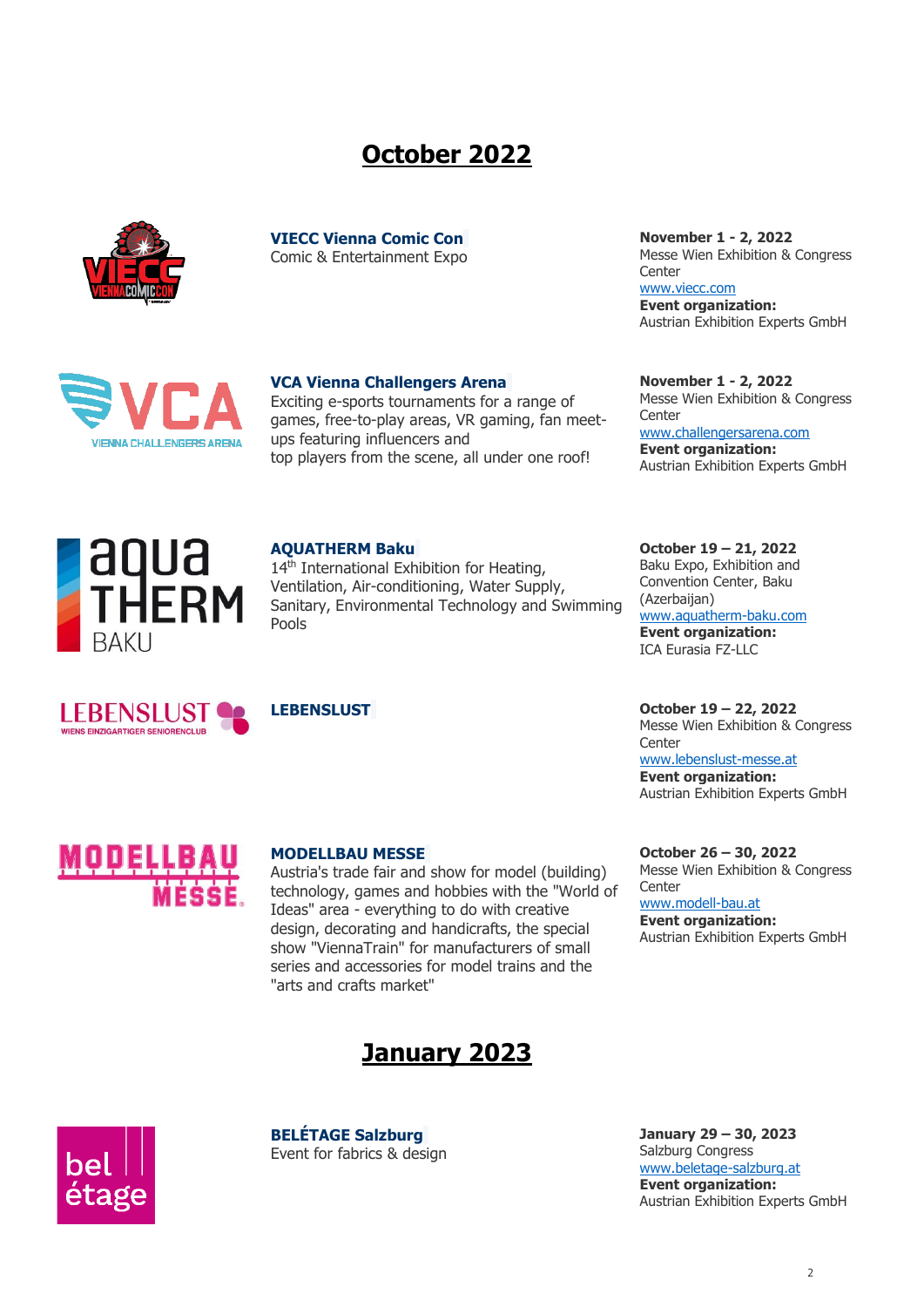# October 2022

**VIECC Vienna Comic Con**
Comic & Entertainment Expo

**November 1 - 2, 2022**
Messe Wien Exhibition & Congress Center
www.viecc.com
**Event organization:**
Austrian Exhibition Experts GmbH

**VCA Vienna Challengers Arena**
Exciting e-sports tournaments for a range of games, free-to-play areas, VR gaming, fan meet-ups featuring influencers and top players from the scene, all under one roof!

**November 1 - 2, 2022**
Messe Wien Exhibition & Congress Center
www.challengersarena.com
**Event organization:**
Austrian Exhibition Experts GmbH

**AQUATHERM Baku**
14th International Exhibition for Heating, Ventilation, Air-conditioning, Water Supply, Sanitary, Environmental Technology and Swimming Pools

**October 19 – 21, 2022**
Baku Expo, Exhibition and Convention Center, Baku (Azerbaijan)
www.aquatherm-baku.com
**Event organization:**
ICA Eurasia FZ-LLC

**LEBENSLUST**

**October 19 – 22, 2022**
Messe Wien Exhibition & Congress Center
www.lebenslust-messe.at
**Event organization:**
Austrian Exhibition Experts GmbH

**MODELLBAU MESSE**
Austria's trade fair and show for model (building) technology, games and hobbies with the "World of Ideas" area - everything to do with creative design, decorating and handicrafts, the special show "ViennaTrain" for manufacturers of small series and accessories for model trains and the "arts and crafts market"

**October 26 – 30, 2022**
Messe Wien Exhibition & Congress Center
www.modell-bau.at
**Event organization:**
Austrian Exhibition Experts GmbH

# January 2023

**BELÉTAGE Salzburg**
Event for fabrics & design

**January 29 – 30, 2023**
Salzburg Congress
www.beletage-salzburg.at
**Event organization:**
Austrian Exhibition Experts GmbH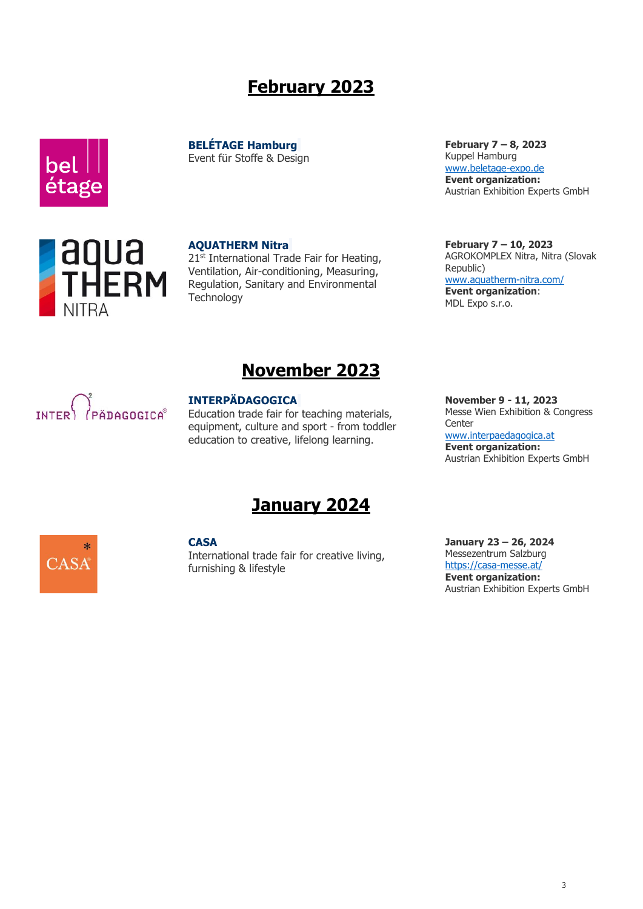# February 2023

**BELÉTAGE Hamburg**
Event für Stoffe & Design

**February 7 – 8, 2023**
Kuppel Hamburg
www.beletage-expo.de
**Event organization:**
Austrian Exhibition Experts GmbH

**AQUATHERM Nitra**
21st International Trade Fair for Heating, Ventilation, Air-conditioning, Measuring, Regulation, Sanitary and Environmental Technology

**February 7 – 10, 2023**
AGROKOMPLEX Nitra, Nitra (Slovak Republic)
www.aquatherm-nitra.com/
**Event organization**:
MDL Expo s.r.o.

# November 2023

**INTERPÄDAGOGICA**
Education trade fair for teaching materials, equipment, culture and sport - from toddler education to creative, lifelong learning.

**November 9 - 11, 2023**
Messe Wien Exhibition & Congress Center
www.interpaedagogica.at
**Event organization:**
Austrian Exhibition Experts GmbH

# January 2024

**CASA**
International trade fair for creative living, furnishing & lifestyle

**January 23 – 26, 2024**
Messezentrum Salzburg
https://casa-messe.at/
**Event organization:**
Austrian Exhibition Experts GmbH